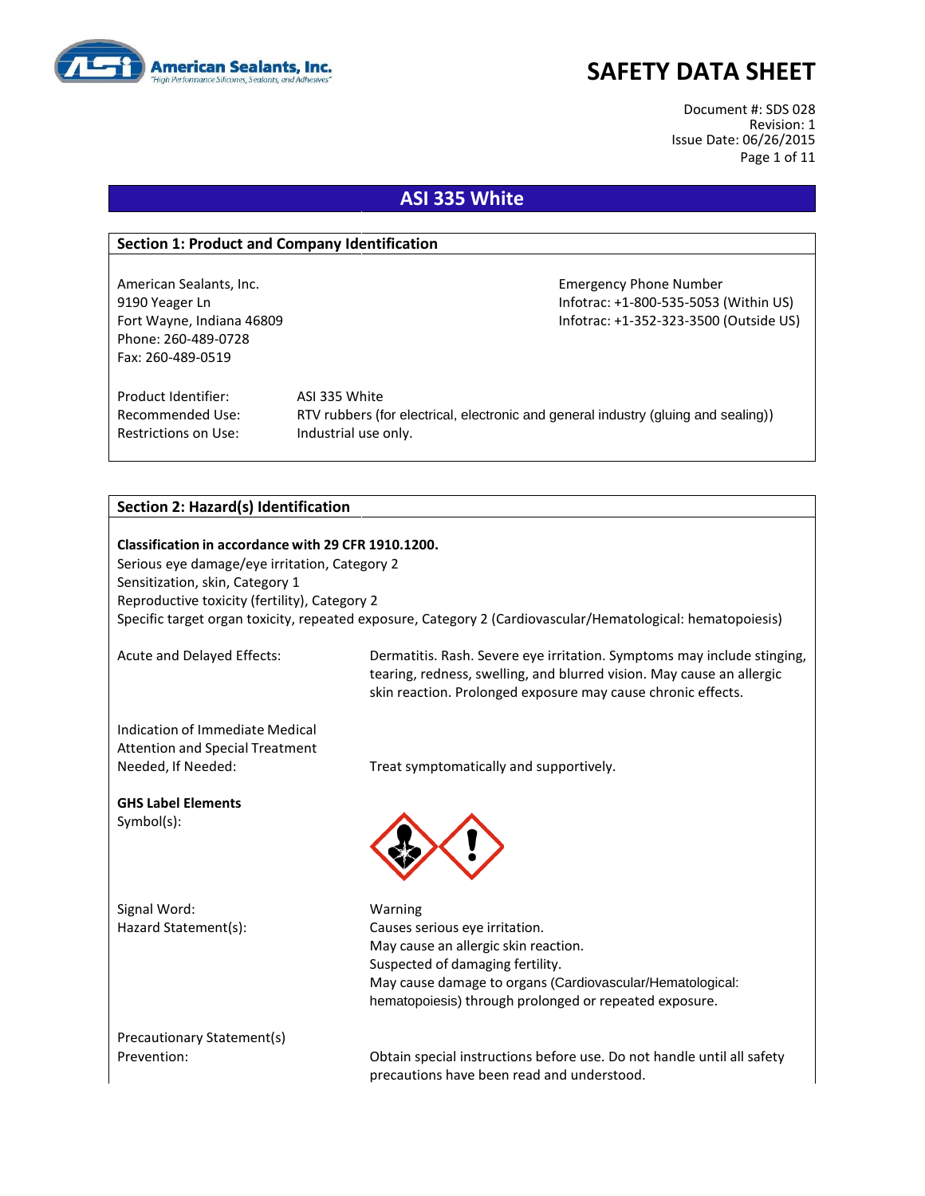# SAFETY DATA SHEET

Document #: SDS 028
Revision: 1
Issue Date: 06/26/2015

## ASI 335 White

### Section 1: Product and Company Identification

American Sealants, Inc.
9190 Yeager Ln
Fort Wayne, Indiana 46809
Phone: 260-489-0728
Fax: 260-489-0519

Emergency Phone Number
Infotrac: +1-800-535-5053 (Within US)
Infotrac: +1-352-323-3500 (Outside US)

| | |
|---|---|
| Product Identifier: | ASI 335 White |
| Recommended Use: | RTV rubbers (for electrical, electronic and general industry (gluing and sealing)) |
| Restrictions on Use: | Industrial use only. |

### Section 2: Hazard(s) Identification

**Classification in accordance with 29 CFR 1910.1200.**
Serious eye damage/eye irritation, Category 2
Sensitization, skin, Category 1
Reproductive toxicity (fertility), Category 2
Specific target organ toxicity, repeated exposure, Category 2 (Cardiovascular/Hematological: hematopoiesis)

Acute and Delayed Effects: Dermatitis. Rash. Severe eye irritation. Symptoms may include stinging, tearing, redness, swelling, and blurred vision. May cause an allergic skin reaction. Prolonged exposure may cause chronic effects.

Indication of Immediate Medical Attention and Special Treatment Needed, If Needed: Treat symptomatically and supportively.

**GHS Label Elements**
Symbol(s):

Signal Word: Warning

Hazard Statement(s):
Causes serious eye irritation.
May cause an allergic skin reaction.
Suspected of damaging fertility.
May cause damage to organs (Cardiovascular/Hematological: hematopoiesis) through prolonged or repeated exposure.

Precautionary Statement(s)
Prevention: Obtain special instructions before use. Do not handle until all safety precautions have been read and understood.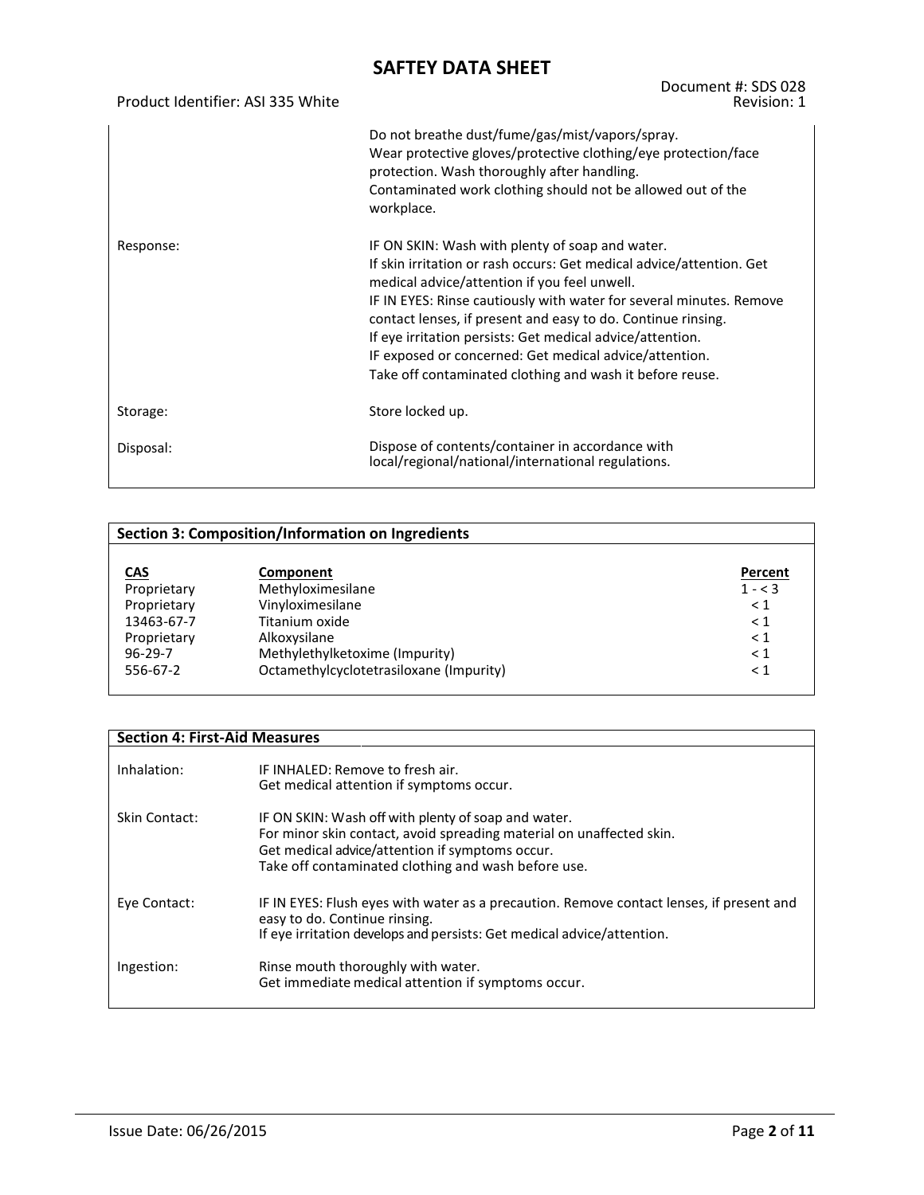| | |
|---|---|
| | Do not breathe dust/fume/gas/mist/vapors/spray.<br>Wear protective gloves/protective clothing/eye protection/face protection. Wash thoroughly after handling.<br>Contaminated work clothing should not be allowed out of the workplace. |
| Response: | IF ON SKIN: Wash with plenty of soap and water.<br>If skin irritation or rash occurs: Get medical advice/attention. Get medical advice/attention if you feel unwell.<br>IF IN EYES: Rinse cautiously with water for several minutes. Remove contact lenses, if present and easy to do. Continue rinsing.<br>If eye irritation persists: Get medical advice/attention.<br>IF exposed or concerned: Get medical advice/attention.<br>Take off contaminated clothing and wash it before reuse. |
| Storage: | Store locked up. |
| Disposal: | Dispose of contents/container in accordance with local/regional/national/international regulations. |

## Section 3: Composition/Information on Ingredients

| CAS | Component | Percent |
|---|---|---|
| Proprietary | Methyloximesilane | 1 - < 3 |
| Proprietary | Vinyloximesilane | < 1 |
| 13463-67-7 | Titanium oxide | < 1 |
| Proprietary | Alkoxysilane | < 1 |
| 96-29-7 | Methylethylketoxime (Impurity) | < 1 |
| 556-67-2 | Octamethylcyclotetrasiloxane (Impurity) | < 1 |

## Section 4: First-Aid Measures

| | |
|---|---|
| Inhalation: | IF INHALED: Remove to fresh air.<br>Get medical attention if symptoms occur. |
| Skin Contact: | IF ON SKIN: Wash off with plenty of soap and water.<br>For minor skin contact, avoid spreading material on unaffected skin.<br>Get medical advice/attention if symptoms occur.<br>Take off contaminated clothing and wash before use. |
| Eye Contact: | IF IN EYES: Flush eyes with water as a precaution. Remove contact lenses, if present and easy to do. Continue rinsing.<br>If eye irritation develops and persists: Get medical advice/attention. |
| Ingestion: | Rinse mouth thoroughly with water.<br>Get immediate medical attention if symptoms occur. |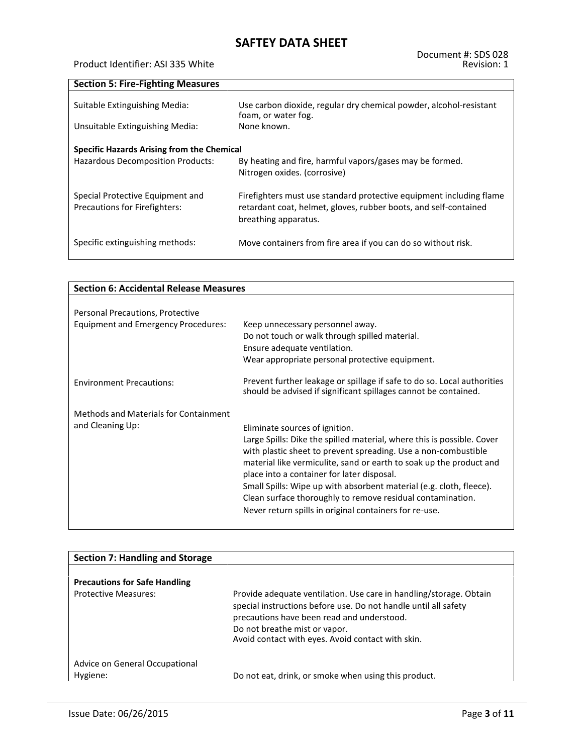## Section 5: Fire-Fighting Measures

| | |
|---|---|
| Suitable Extinguishing Media: | Use carbon dioxide, regular dry chemical powder, alcohol-resistant foam, or water fog. |
| Unsuitable Extinguishing Media: | None known. |

**Specific Hazards Arising from the Chemical**

| | |
|---|---|
| Hazardous Decomposition Products: | By heating and fire, harmful vapors/gases may be formed. Nitrogen oxides. (corrosive) |
| Special Protective Equipment and Precautions for Firefighters: | Firefighters must use standard protective equipment including flame retardant coat, helmet, gloves, rubber boots, and self-contained breathing apparatus. |
| Specific extinguishing methods: | Move containers from fire area if you can do so without risk. |

## Section 6: Accidental Release Measures

| | |
|---|---|
| Personal Precautions, Protective Equipment and Emergency Procedures: | Keep unnecessary personnel away.<br>Do not touch or walk through spilled material.<br>Ensure adequate ventilation.<br>Wear appropriate personal protective equipment. |
| Environment Precautions: | Prevent further leakage or spillage if safe to do so. Local authorities should be advised if significant spillages cannot be contained. |
| Methods and Materials for Containment and Cleaning Up: | Eliminate sources of ignition.<br>Large Spills: Dike the spilled material, where this is possible. Cover with plastic sheet to prevent spreading. Use a non-combustible material like vermiculite, sand or earth to soak up the product and place into a container for later disposal.<br>Small Spills: Wipe up with absorbent material (e.g. cloth, fleece). Clean surface thoroughly to remove residual contamination.<br>Never return spills in original containers for re-use. |

## Section 7: Handling and Storage

**Precautions for Safe Handling**

| | |
|---|---|
| Protective Measures: | Provide adequate ventilation. Use care in handling/storage. Obtain special instructions before use. Do not handle until all safety precautions have been read and understood.<br>Do not breathe mist or vapor.<br>Avoid contact with eyes. Avoid contact with skin. |
| Advice on General Occupational Hygiene: | Do not eat, drink, or smoke when using this product. |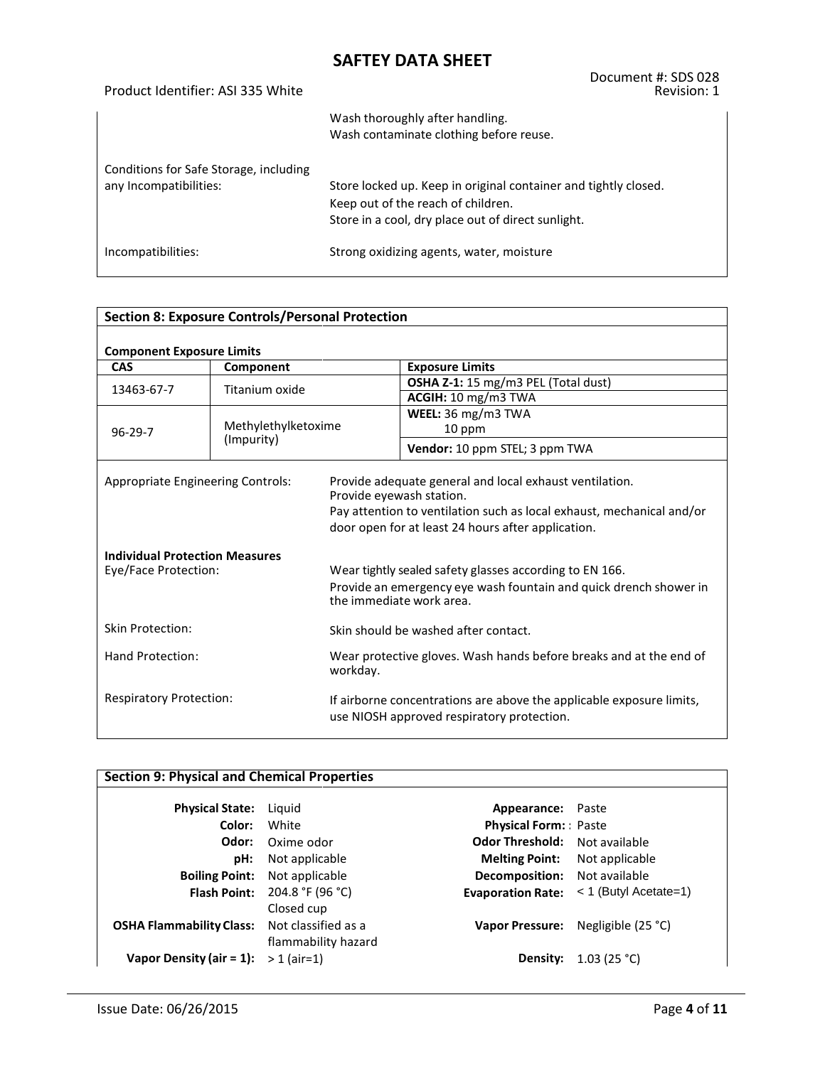| | |
|---|---|
| | Wash thoroughly after handling.<br>Wash contaminate clothing before reuse. |
| Conditions for Safe Storage, including any Incompatibilities: | Store locked up. Keep in original container and tightly closed.<br>Keep out of the reach of children.<br>Store in a cool, dry place out of direct sunlight. |
| Incompatibilities: | Strong oxidizing agents, water, moisture |

## Section 8: Exposure Controls/Personal Protection

**Component Exposure Limits**

| CAS | Component | Exposure Limits |
|---|---|---|
| 13463-67-7 | Titanium oxide | **OSHA Z-1:** 15 mg/m3 PEL (Total dust) |
| | | **ACGIH:** 10 mg/m3 TWA |
| 96-29-7 | Methylethylketoxime (Impurity) | **WEEL:** 36 mg/m3 TWA<br>10 ppm |
| | | **Vendor:** 10 ppm STEL; 3 ppm TWA |

| | |
|---|---|
| Appropriate Engineering Controls: | Provide adequate general and local exhaust ventilation.<br>Provide eyewash station.<br>Pay attention to ventilation such as local exhaust, mechanical and/or door open for at least 24 hours after application. |

**Individual Protection Measures**

| | |
|---|---|
| Eye/Face Protection: | Wear tightly sealed safety glasses according to EN 166.<br>Provide an emergency eye wash fountain and quick drench shower in the immediate work area. |
| Skin Protection: | Skin should be washed after contact. |
| Hand Protection: | Wear protective gloves. Wash hands before breaks and at the end of workday. |
| Respiratory Protection: | If airborne concentrations are above the applicable exposure limits, use NIOSH approved respiratory protection. |

## Section 9: Physical and Chemical Properties

| | | | |
|---|---|---|---|
| **Physical State:** | Liquid | **Appearance:** | Paste |
| **Color:** | White | **Physical Form:** : | Paste |
| **Odor:** | Oxime odor | **Odor Threshold:** | Not available |
| **pH:** | Not applicable | **Melting Point:** | Not applicable |
| **Boiling Point:** | Not applicable | **Decomposition:** | Not available |
| **Flash Point:** | 204.8 °F (96 °C) Closed cup | **Evaporation Rate:** | < 1 (Butyl Acetate=1) |
| **OSHA Flammability Class:** | Not classified as a flammability hazard | **Vapor Pressure:** | Negligible (25 °C) |
| **Vapor Density (air = 1):** | > 1 (air=1) | **Density:** | 1.03 (25 °C) |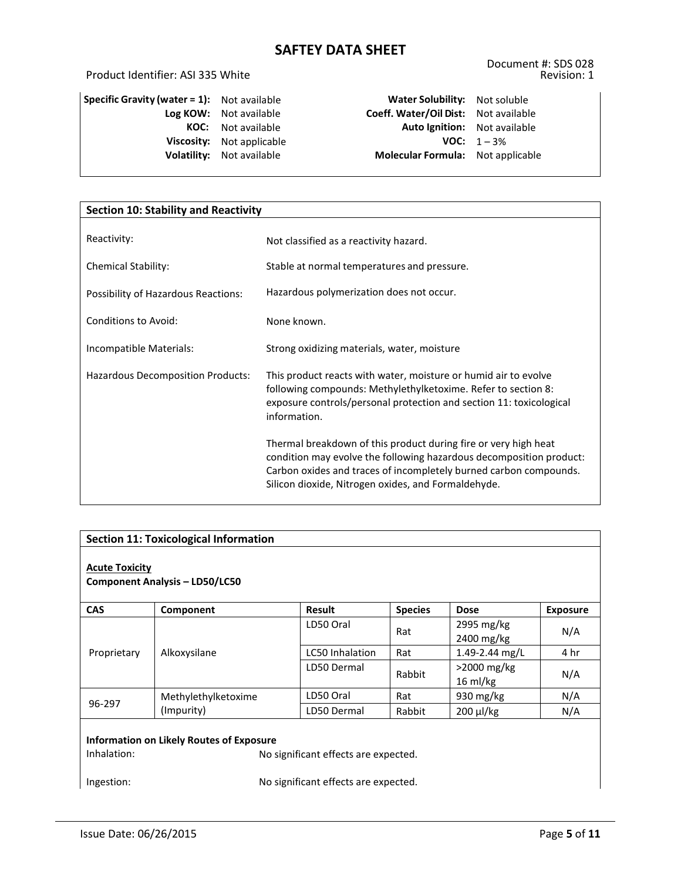| | | | |
|---|---|---|---|
| **Specific Gravity (water = 1):** | Not available | **Water Solubility:** | Not soluble |
| **Log KOW:** | Not available | **Coeff. Water/Oil Dist:** | Not available |
| **KOC:** | Not available | **Auto Ignition:** | Not available |
| **Viscosity:** | Not applicable | **VOC:** | 1 – 3% |
| **Volatility:** | Not available | **Molecular Formula:** | Not applicable |

## Section 10: Stability and Reactivity

| | |
|---|---|
| Reactivity: | Not classified as a reactivity hazard. |
| Chemical Stability: | Stable at normal temperatures and pressure. |
| Possibility of Hazardous Reactions: | Hazardous polymerization does not occur. |
| Conditions to Avoid: | None known. |
| Incompatible Materials: | Strong oxidizing materials, water, moisture |
| Hazardous Decomposition Products: | This product reacts with water, moisture or humid air to evolve following compounds: Methylethylketoxime. Refer to section 8: exposure controls/personal protection and section 11: toxicological information.<br><br>Thermal breakdown of this product during fire or very high heat condition may evolve the following hazardous decomposition product: Carbon oxides and traces of incompletely burned carbon compounds. Silicon dioxide, Nitrogen oxides, and Formaldehyde. |

## Section 11: Toxicological Information

**Acute Toxicity**

**Component Analysis – LD50/LC50**

| CAS | Component | Result | Species | Dose | Exposure |
|---|---|---|---|---|---|
| Proprietary | Alkoxysilane | LD50 Oral | Rat | 2995 mg/kg<br>2400 mg/kg | N/A |
| | | LC50 Inhalation | Rat | 1.49-2.44 mg/L | 4 hr |
| | | LD50 Dermal | Rabbit | >2000 mg/kg<br>16 ml/kg | N/A |
| 96-297 | Methylethylketoxime (Impurity) | LD50 Oral | Rat | 930 mg/kg | N/A |
| | | LD50 Dermal | Rabbit | 200 µl/kg | N/A |

**Information on Likely Routes of Exposure**

| | |
|---|---|
| Inhalation: | No significant effects are expected. |
| Ingestion: | No significant effects are expected. |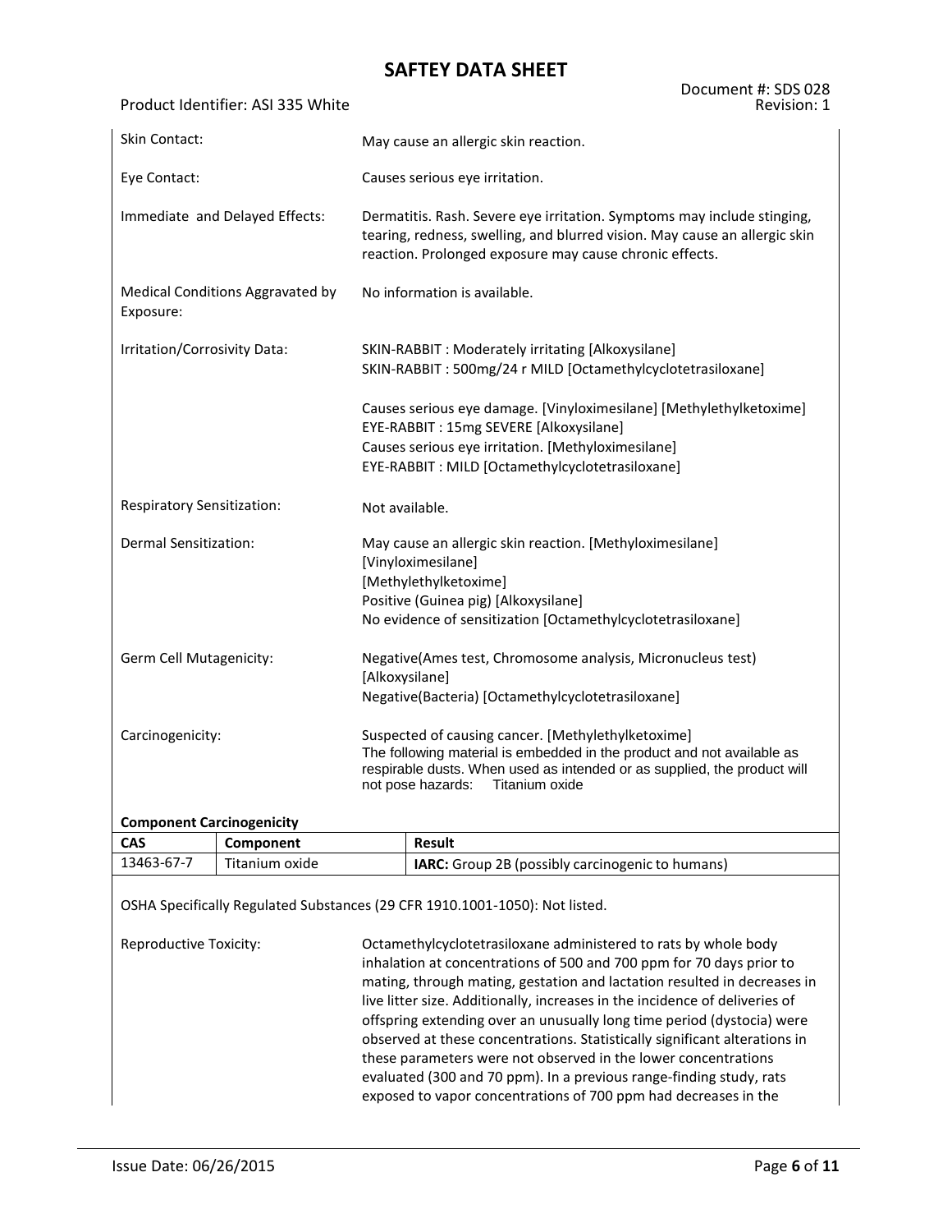| | |
|---|---|
| Skin Contact: | May cause an allergic skin reaction. |
| Eye Contact: | Causes serious eye irritation. |
| Immediate and Delayed Effects: | Dermatitis. Rash. Severe eye irritation. Symptoms may include stinging, tearing, redness, swelling, and blurred vision. May cause an allergic skin reaction. Prolonged exposure may cause chronic effects. |
| Medical Conditions Aggravated by Exposure: | No information is available. |
| Irritation/Corrosivity Data: | SKIN-RABBIT : Moderately irritating [Alkoxysilane]<br>SKIN-RABBIT : 500mg/24 r MILD [Octamethylcyclotetrasiloxane]<br><br>Causes serious eye damage. [Vinyloximesilane] [Methylethylketoxime]<br>EYE-RABBIT : 15mg SEVERE [Alkoxysilane]<br>Causes serious eye irritation. [Methyloximesilane]<br>EYE-RABBIT : MILD [Octamethylcyclotetrasiloxane] |
| Respiratory Sensitization: | Not available. |
| Dermal Sensitization: | May cause an allergic skin reaction. [Methyloximesilane]<br>[Vinyloximesilane]<br>[Methylethylketoxime]<br>Positive (Guinea pig) [Alkoxysilane]<br>No evidence of sensitization [Octamethylcyclotetrasiloxane] |
| Germ Cell Mutagenicity: | Negative(Ames test, Chromosome analysis, Micronucleus test) [Alkoxysilane]<br>Negative(Bacteria) [Octamethylcyclotetrasiloxane] |
| Carcinogenicity: | Suspected of causing cancer. [Methylethylketoxime]<br>The following material is embedded in the product and not available as respirable dusts. When used as intended or as supplied, the product will not pose hazards: Titanium oxide |

**Component Carcinogenicity**

| CAS | Component | Result |
|---|---|---|
| 13463-67-7 | Titanium oxide | **IARC:** Group 2B (possibly carcinogenic to humans) |

OSHA Specifically Regulated Substances (29 CFR 1910.1001-1050): Not listed.

| | |
|---|---|
| Reproductive Toxicity: | Octamethylcyclotetrasiloxane administered to rats by whole body inhalation at concentrations of 500 and 700 ppm for 70 days prior to mating, through mating, gestation and lactation resulted in decreases in live litter size. Additionally, increases in the incidence of deliveries of offspring extending over an unusually long time period (dystocia) were observed at these concentrations. Statistically significant alterations in these parameters were not observed in the lower concentrations evaluated (300 and 70 ppm). In a previous range-finding study, rats exposed to vapor concentrations of 700 ppm had decreases in the |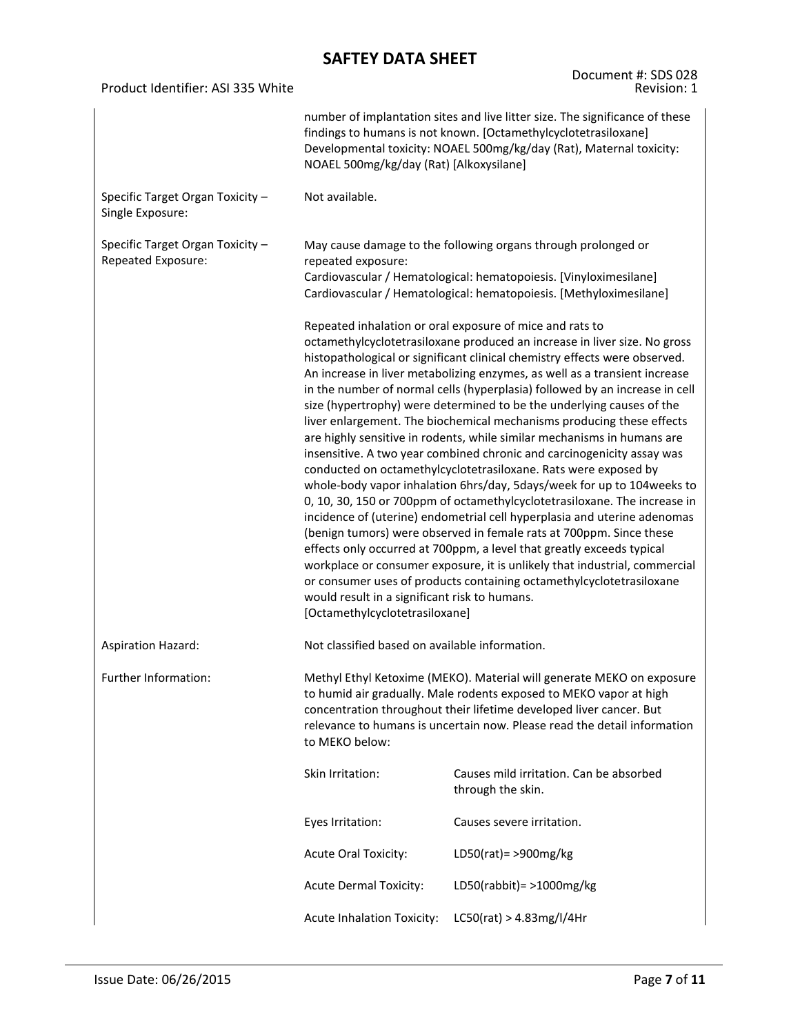| | |
|---|---|
| | number of implantation sites and live litter size. The significance of these findings to humans is not known. [Octamethylcyclotetrasiloxane] Developmental toxicity: NOAEL 500mg/kg/day (Rat), Maternal toxicity: NOAEL 500mg/kg/day (Rat) [Alkoxysilane] |
| Specific Target Organ Toxicity – Single Exposure: | Not available. |
| Specific Target Organ Toxicity – Repeated Exposure: | May cause damage to the following organs through prolonged or repeated exposure:<br>Cardiovascular / Hematological: hematopoiesis. [Vinyloximesilane]<br>Cardiovascular / Hematological: hematopoiesis. [Methyloximesilane]<br><br>Repeated inhalation or oral exposure of mice and rats to octamethylcyclotetrasiloxane produced an increase in liver size. No gross histopathological or significant clinical chemistry effects were observed. An increase in liver metabolizing enzymes, as well as a transient increase in the number of normal cells (hyperplasia) followed by an increase in cell size (hypertrophy) were determined to be the underlying causes of the liver enlargement. The biochemical mechanisms producing these effects are highly sensitive in rodents, while similar mechanisms in humans are insensitive. A two year combined chronic and carcinogenicity assay was conducted on octamethylcyclotetrasiloxane. Rats were exposed by whole-body vapor inhalation 6hrs/day, 5days/week for up to 104weeks to 0, 10, 30, 150 or 700ppm of octamethylcyclotetrasiloxane. The increase in incidence of (uterine) endometrial cell hyperplasia and uterine adenomas (benign tumors) were observed in female rats at 700ppm. Since these effects only occurred at 700ppm, a level that greatly exceeds typical workplace or consumer exposure, it is unlikely that industrial, commercial or consumer uses of products containing octamethylcyclotetrasiloxane would result in a significant risk to humans. [Octamethylcyclotetrasiloxane] |
| Aspiration Hazard: | Not classified based on available information. |
| Further Information: | Methyl Ethyl Ketoxime (MEKO). Material will generate MEKO on exposure to humid air gradually. Male rodents exposed to MEKO vapor at high concentration throughout their lifetime developed liver cancer. But relevance to humans is uncertain now. Please read the detail information to MEKO below: |

| | |
|---|---|
| Skin Irritation: | Causes mild irritation. Can be absorbed through the skin. |
| Eyes Irritation: | Causes severe irritation. |
| Acute Oral Toxicity: | LD50(rat)= >900mg/kg |
| Acute Dermal Toxicity: | LD50(rabbit)= >1000mg/kg |
| Acute Inhalation Toxicity: | LC50(rat) > 4.83mg/l/4Hr |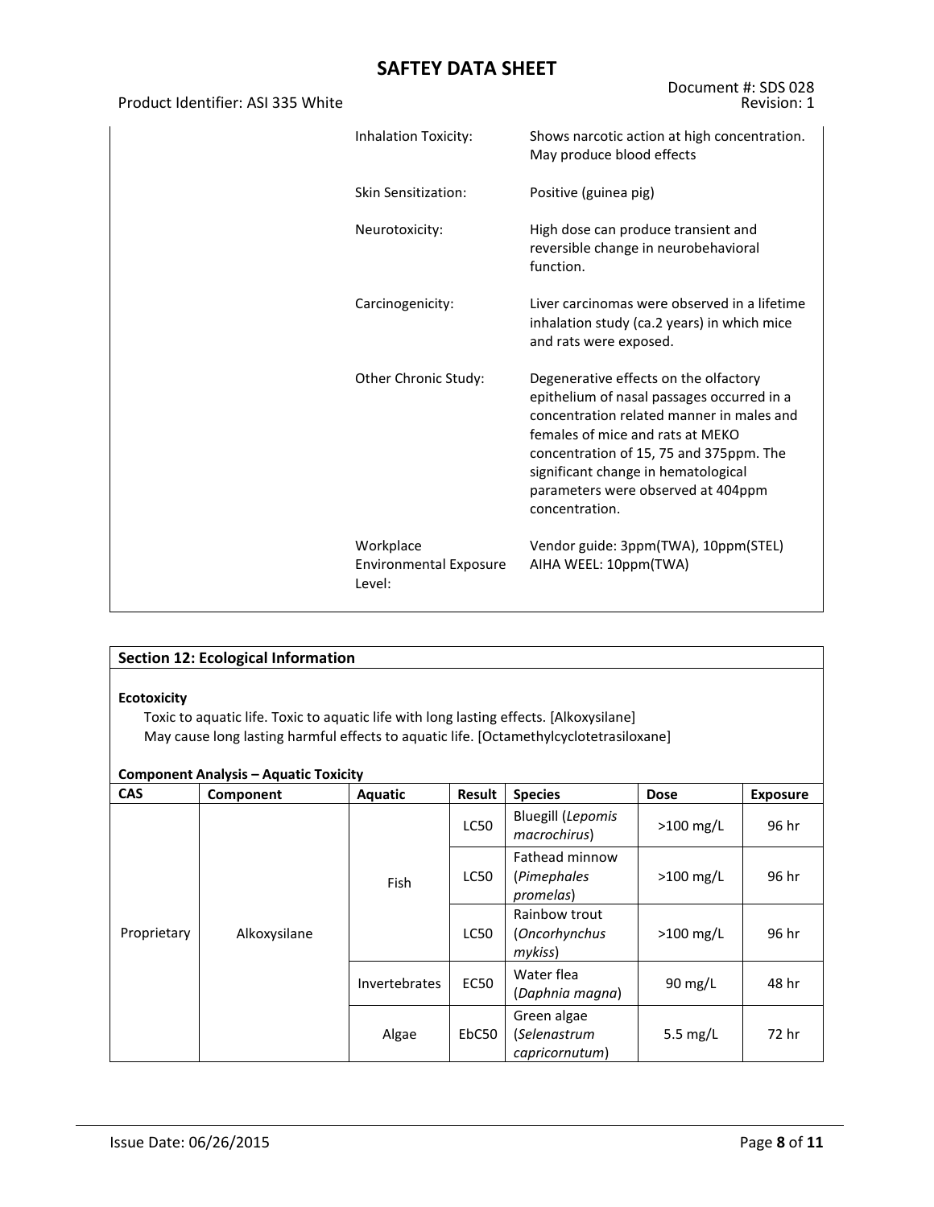| | |
|---|---|
| Inhalation Toxicity: | Shows narcotic action at high concentration. May produce blood effects |
| Skin Sensitization: | Positive (guinea pig) |
| Neurotoxicity: | High dose can produce transient and reversible change in neurobehavioral function. |
| Carcinogenicity: | Liver carcinomas were observed in a lifetime inhalation study (ca.2 years) in which mice and rats were exposed. |
| Other Chronic Study: | Degenerative effects on the olfactory epithelium of nasal passages occurred in a concentration related manner in males and females of mice and rats at MEKO concentration of 15, 75 and 375ppm. The significant change in hematological parameters were observed at 404ppm concentration. |
| Workplace Environmental Exposure Level: | Vendor guide: 3ppm(TWA), 10ppm(STEL)<br>AIHA WEEL: 10ppm(TWA) |

## Section 12: Ecological Information

**Ecotoxicity**

Toxic to aquatic life. Toxic to aquatic life with long lasting effects. [Alkoxysilane]
May cause long lasting harmful effects to aquatic life. [Octamethylcyclotetrasiloxane]

**Component Analysis – Aquatic Toxicity**

| CAS | Component | Aquatic | Result | Species | Dose | Exposure |
|---|---|---|---|---|---|---|
| Proprietary | Alkoxysilane | Fish | LC50 | Bluegill (*Lepomis macrochirus*) | >100 mg/L | 96 hr |
| | | | LC50 | Fathead minnow (*Pimephales promelas*) | >100 mg/L | 96 hr |
| | | | LC50 | Rainbow trout (*Oncorhynchus mykiss*) | >100 mg/L | 96 hr |
| | | Invertebrates | EC50 | Water flea (*Daphnia magna*) | 90 mg/L | 48 hr |
| | | Algae | EbC50 | Green algae (*Selenastrum capricornutum*) | 5.5 mg/L | 72 hr |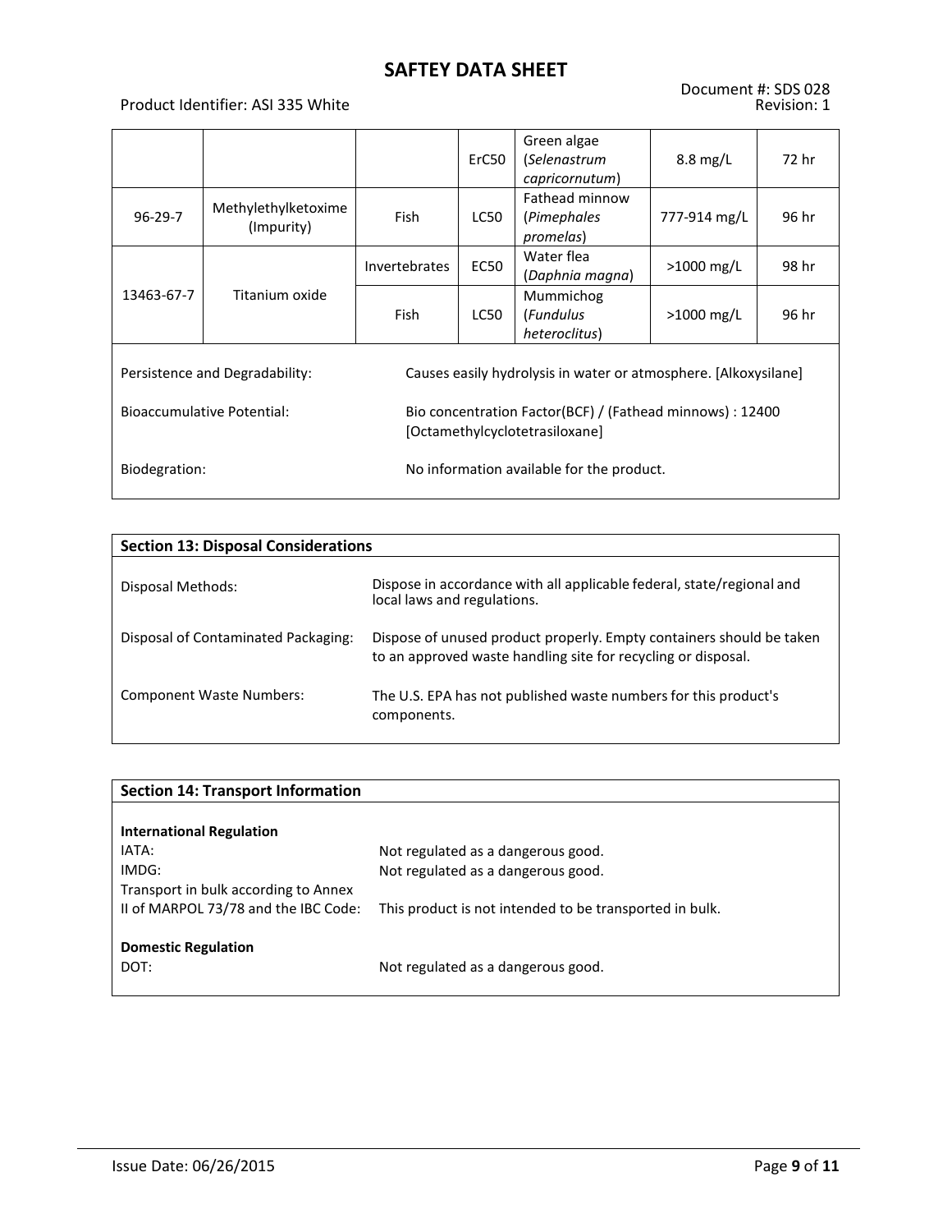|  |  |  | ErC50 | Green algae (*Selenastrum capricornutum*) | 8.8 mg/L | 72 hr |
|---|---|---|---|---|---|---|
| 96-29-7 | Methylethylketoxime (Impurity) | Fish | LC50 | Fathead minnow (*Pimephales promelas*) | 777-914 mg/L | 96 hr |
| 13463-67-7 | Titanium oxide | Invertebrates | EC50 | Water flea (*Daphnia magna*) | >1000 mg/L | 98 hr |
|  |  | Fish | LC50 | Mummichog (*Fundulus heteroclitus*) | >1000 mg/L | 96 hr |

Persistence and Degradability: Causes easily hydrolysis in water or atmosphere. [Alkoxysilane]

Bioaccumulative Potential: Bio concentration Factor(BCF) / (Fathead minnows) : 12400 [Octamethylcyclotetrasiloxane]

Biodegration: No information available for the product.

## Section 13: Disposal Considerations

Disposal Methods: Dispose in accordance with all applicable federal, state/regional and local laws and regulations.

Disposal of Contaminated Packaging: Dispose of unused product properly. Empty containers should be taken to an approved waste handling site for recycling or disposal.

Component Waste Numbers: The U.S. EPA has not published waste numbers for this product's components.

## Section 14: Transport Information

**International Regulation**

IATA: Not regulated as a dangerous good.

IMDG: Not regulated as a dangerous good.

Transport in bulk according to Annex II of MARPOL 73/78 and the IBC Code: This product is not intended to be transported in bulk.

**Domestic Regulation**

DOT: Not regulated as a dangerous good.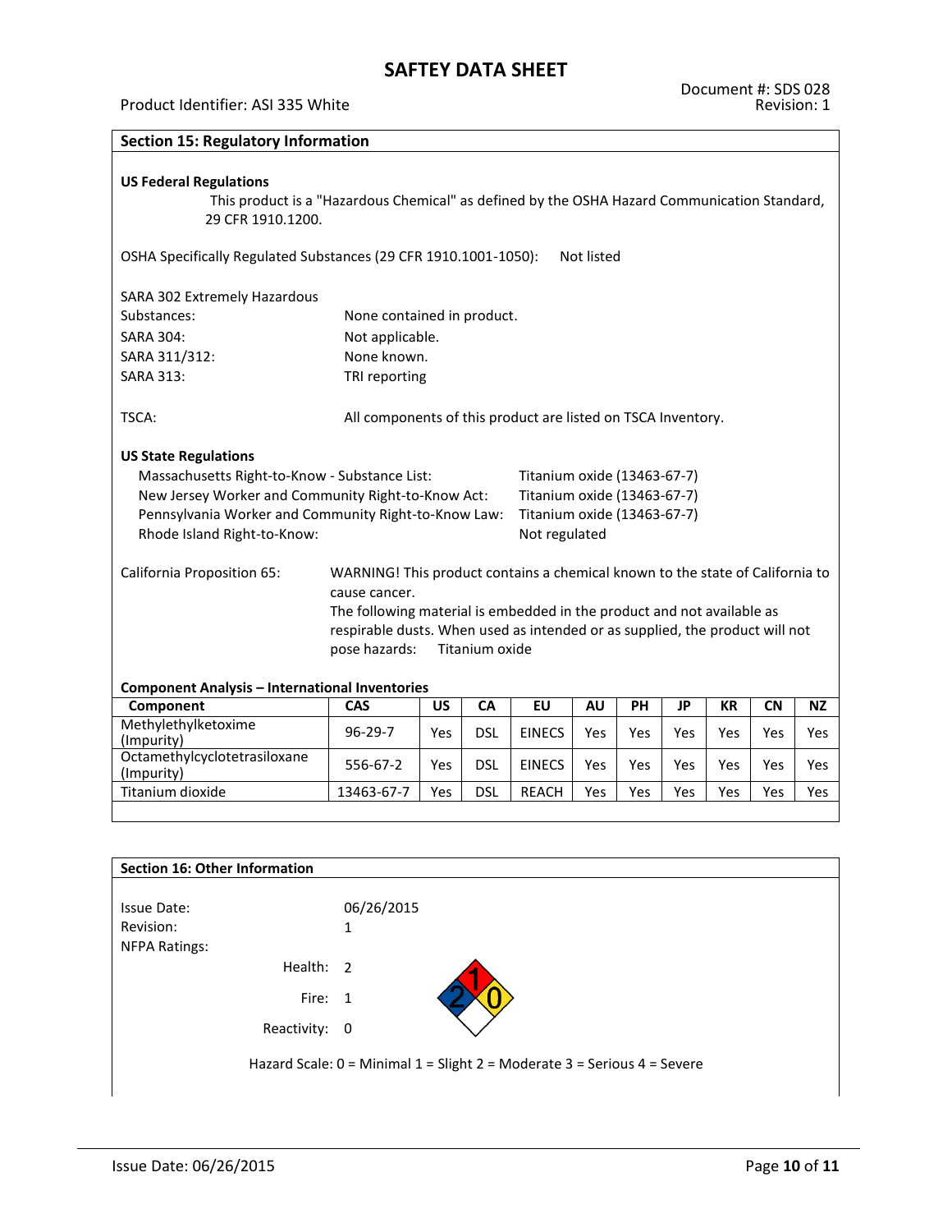## Section 15: Regulatory Information

### US Federal Regulations

This product is a "Hazardous Chemical" as defined by the OSHA Hazard Communication Standard, 29 CFR 1910.1200.

OSHA Specifically Regulated Substances (29 CFR 1910.1001-1050): Not listed

SARA 302 Extremely Hazardous Substances: None contained in product.
SARA 304: Not applicable.
SARA 311/312: None known.
SARA 313: TRI reporting

TSCA: All components of this product are listed on TSCA Inventory.

### US State Regulations

Massachusetts Right-to-Know - Substance List: Titanium oxide (13463-67-7)
New Jersey Worker and Community Right-to-Know Act: Titanium oxide (13463-67-7)
Pennsylvania Worker and Community Right-to-Know Law: Titanium oxide (13463-67-7)
Rhode Island Right-to-Know: Not regulated

California Proposition 65: WARNING! This product contains a chemical known to the state of California to cause cancer.
The following material is embedded in the product and not available as respirable dusts. When used as intended or as supplied, the product will not pose hazards: Titanium oxide

### Component Analysis – International Inventories

| Component | CAS | US | CA | EU | AU | PH | JP | KR | CN | NZ |
|---|---|---|---|---|---|---|---|---|---|---|
| Methylethylketoxime (Impurity) | 96-29-7 | Yes | DSL | EINECS | Yes | Yes | Yes | Yes | Yes | Yes |
| Octamethylcyclotetrasiloxane (Impurity) | 556-67-2 | Yes | DSL | EINECS | Yes | Yes | Yes | Yes | Yes | Yes |
| Titanium dioxide | 13463-67-7 | Yes | DSL | REACH | Yes | Yes | Yes | Yes | Yes | Yes |

## Section 16: Other Information

Issue Date: 06/26/2015
Revision: 1
NFPA Ratings:

Health: 2
Fire: 1
Reactivity: 0

Hazard Scale: 0 = Minimal 1 = Slight 2 = Moderate 3 = Serious 4 = Severe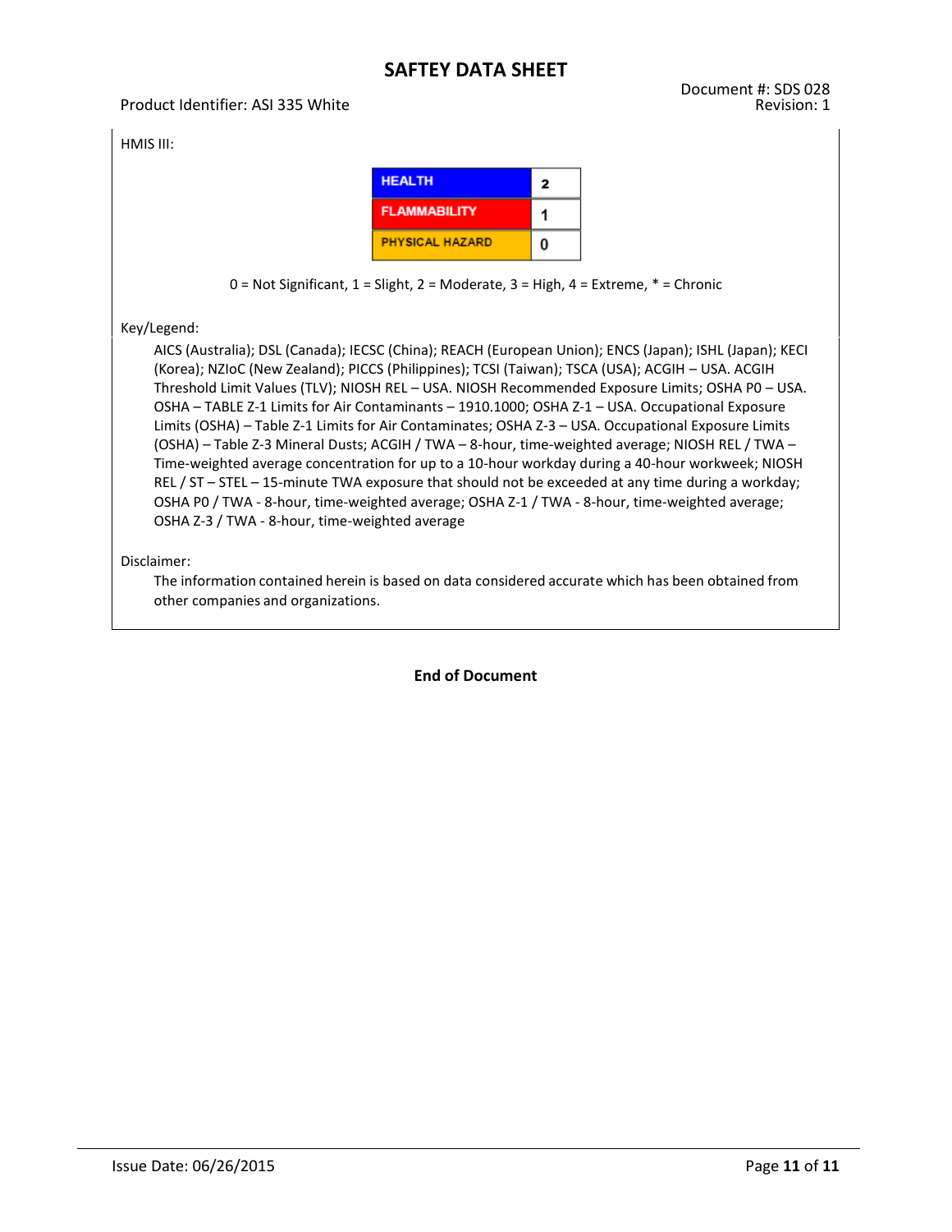HMIS III:

| | |
|---|---|
| HEALTH | 2 |
| FLAMMABILITY | 1 |
| PHYSICAL HAZARD | 0 |

0 = Not Significant, 1 = Slight, 2 = Moderate, 3 = High, 4 = Extreme, * = Chronic

Key/Legend:

AICS (Australia); DSL (Canada); IECSC (China); REACH (European Union); ENCS (Japan); ISHL (Japan); KECI (Korea); NZIoC (New Zealand); PICCS (Philippines); TCSI (Taiwan); TSCA (USA); ACGIH – USA. ACGIH Threshold Limit Values (TLV); NIOSH REL – USA. NIOSH Recommended Exposure Limits; OSHA P0 – USA. OSHA – TABLE Z-1 Limits for Air Contaminants – 1910.1000; OSHA Z-1 – USA. Occupational Exposure Limits (OSHA) – Table Z-1 Limits for Air Contaminates; OSHA Z-3 – USA. Occupational Exposure Limits (OSHA) – Table Z-3 Mineral Dusts; ACGIH / TWA – 8-hour, time-weighted average; NIOSH REL / TWA – Time-weighted average concentration for up to a 10-hour workday during a 40-hour workweek; NIOSH REL / ST – STEL – 15-minute TWA exposure that should not be exceeded at any time during a workday; OSHA P0 / TWA - 8-hour, time-weighted average; OSHA Z-1 / TWA - 8-hour, time-weighted average; OSHA Z-3 / TWA - 8-hour, time-weighted average

Disclaimer:

The information contained herein is based on data considered accurate which has been obtained from other companies and organizations.

**End of Document**